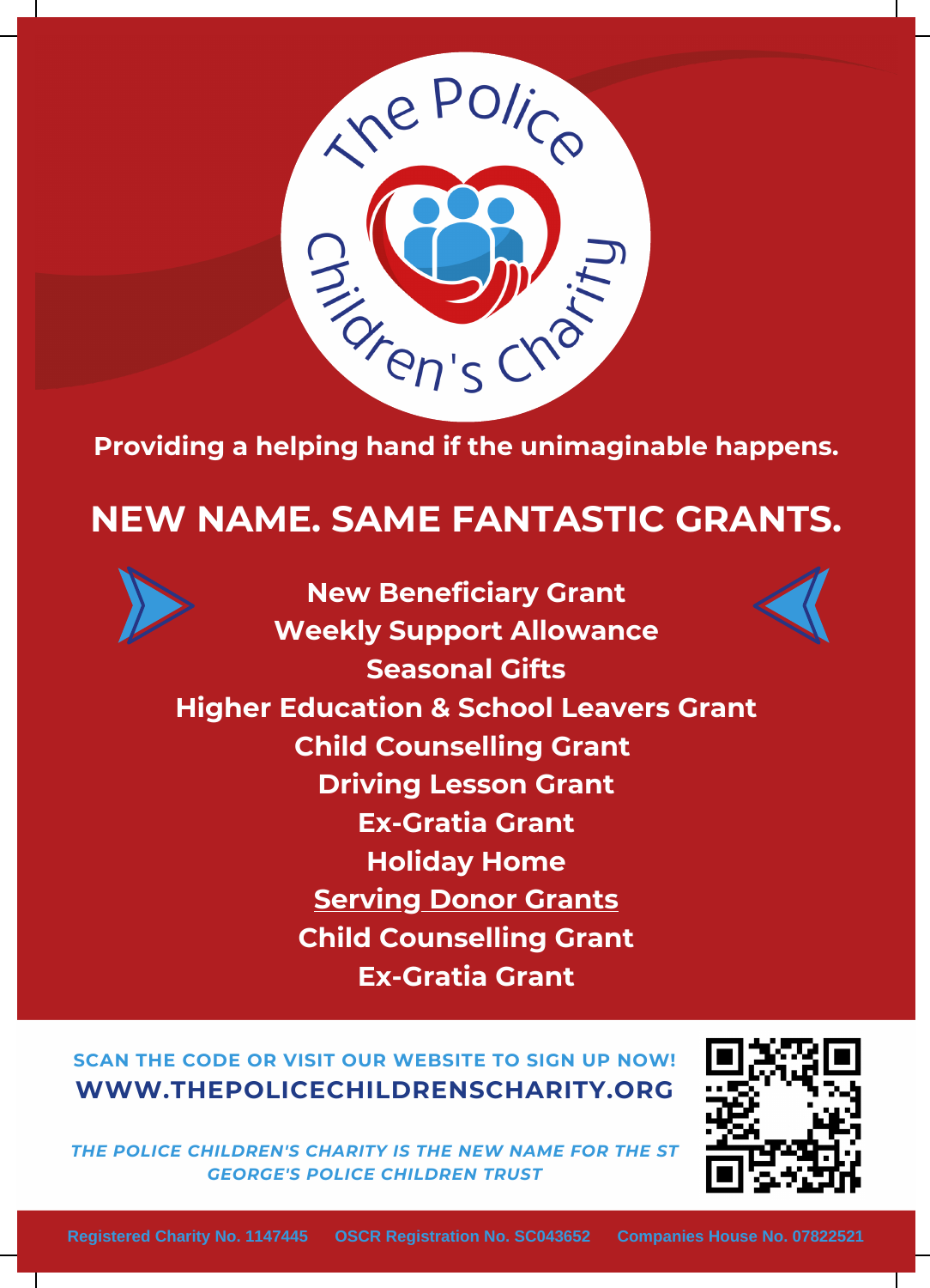# The Police Children's Charity

**Providing a helping hand if the unimaginable happens.**

## NEW NAME. SAME FANTASTIC GRANTS.

**New Beneficiary Grant**
**Weekly Support Allowance**
**Seasonal Gifts**
**Higher Education & School Leavers Grant**
**Child Counselling Grant**
**Driving Lesson Grant**
**Ex-Gratia Grant**
**Holiday Home**

**Serving Donor Grants**

**Child Counselling Grant**
**Ex-Gratia Grant**

**SCAN THE CODE OR VISIT OUR WEBSITE TO SIGN UP NOW!**

**WWW.THEPOLICECHILDRENSCHARITY.ORG**

***THE POLICE CHILDREN'S CHARITY IS THE NEW NAME FOR THE ST GEORGE'S POLICE CHILDREN TRUST***

Registered Charity No. 1147445 OSCR Registration No. SC043652 Companies House No. 07822521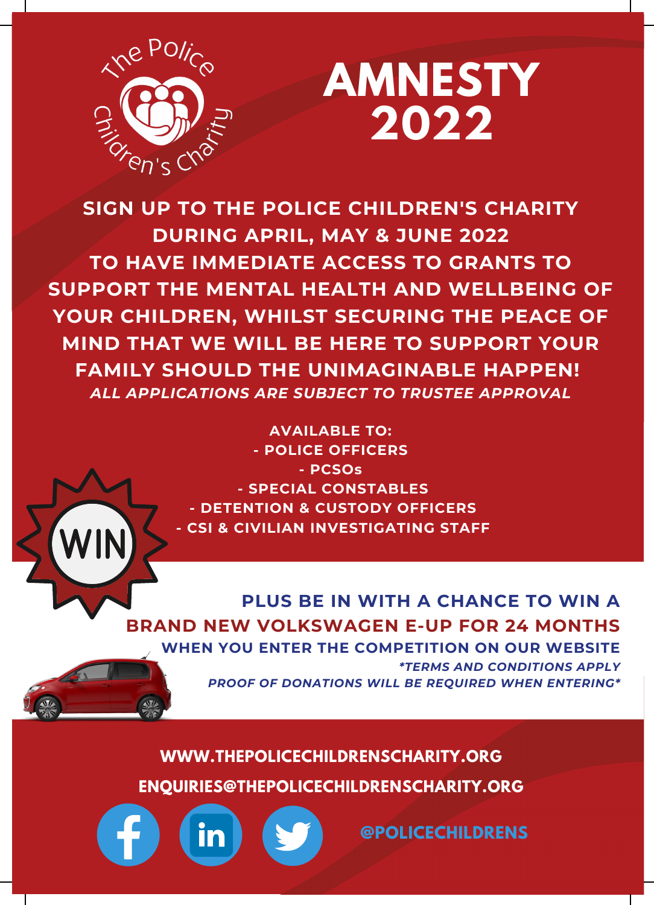The Police Children's Charity

# AMNESTY 2022

**SIGN UP TO THE POLICE CHILDREN'S CHARITY DURING APRIL, MAY & JUNE 2022 TO HAVE IMMEDIATE ACCESS TO GRANTS TO SUPPORT THE MENTAL HEALTH AND WELLBEING OF YOUR CHILDREN, WHILST SECURING THE PEACE OF MIND THAT WE WILL BE HERE TO SUPPORT YOUR FAMILY SHOULD THE UNIMAGINABLE HAPPEN!**

***ALL APPLICATIONS ARE SUBJECT TO TRUSTEE APPROVAL***

**AVAILABLE TO:**

- POLICE OFFICERS
- PCSOs
- SPECIAL CONSTABLES
- DETENTION & CUSTODY OFFICERS
- CSI & CIVILIAN INVESTIGATING STAFF

WIN

**PLUS BE IN WITH A CHANCE TO WIN A BRAND NEW VOLKSWAGEN E-UP FOR 24 MONTHS**

**WHEN YOU ENTER THE COMPETITION ON OUR WEBSITE**

***TERMS AND CONDITIONS APPLY***

***PROOF OF DONATIONS WILL BE REQUIRED WHEN ENTERING***

**WWW.THEPOLICECHILDRENSCHARITY.ORG**

**ENQUIRIES@THEPOLICECHILDRENSCHARITY.ORG**

**@POLICECHILDRENS**